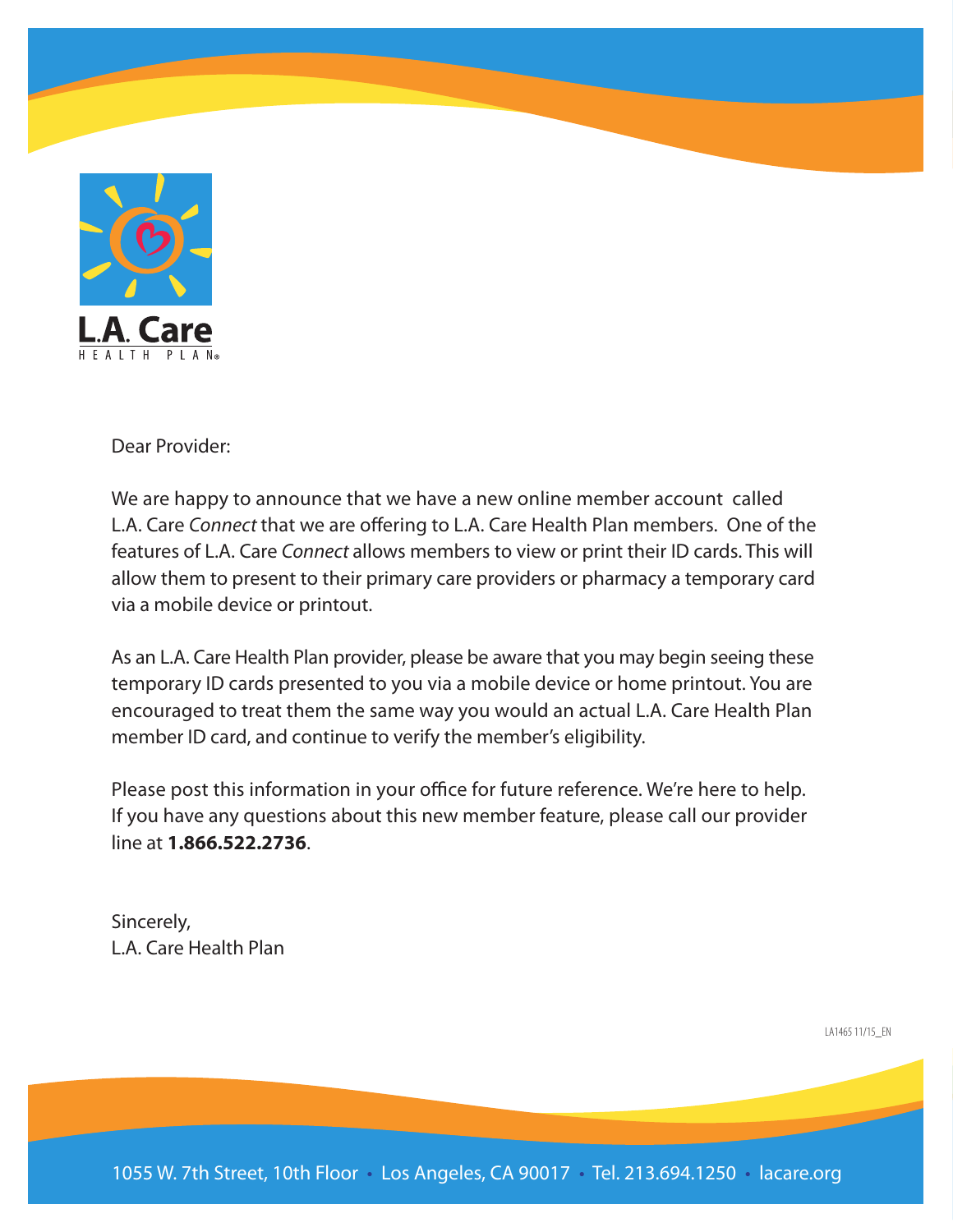L.A. Care

HEALTH PLAN®

Dear Provider:

We are happy to announce that we have a new online member account called L.A. Care *Connect* that we are offering to L.A. Care Health Plan members. One of the features of L.A. Care *Connect* allows members to view or print their ID cards. This will allow them to present to their primary care providers or pharmacy a temporary card via a mobile device or printout.

As an L.A. Care Health Plan provider, please be aware that you may begin seeing these temporary ID cards presented to you via a mobile device or home printout. You are encouraged to treat them the same way you would an actual L.A. Care Health Plan member ID card, and continue to verify the member's eligibility.

Please post this information in your office for future reference. We're here to help. If you have any questions about this new member feature, please call our provider line at **1.866.522.2736**.

Sincerely,
L.A. Care Health Plan

LA1465 11/15_EN

1055 W. 7th Street, 10th Floor • Los Angeles, CA 90017 • Tel. 213.694.1250 • lacare.org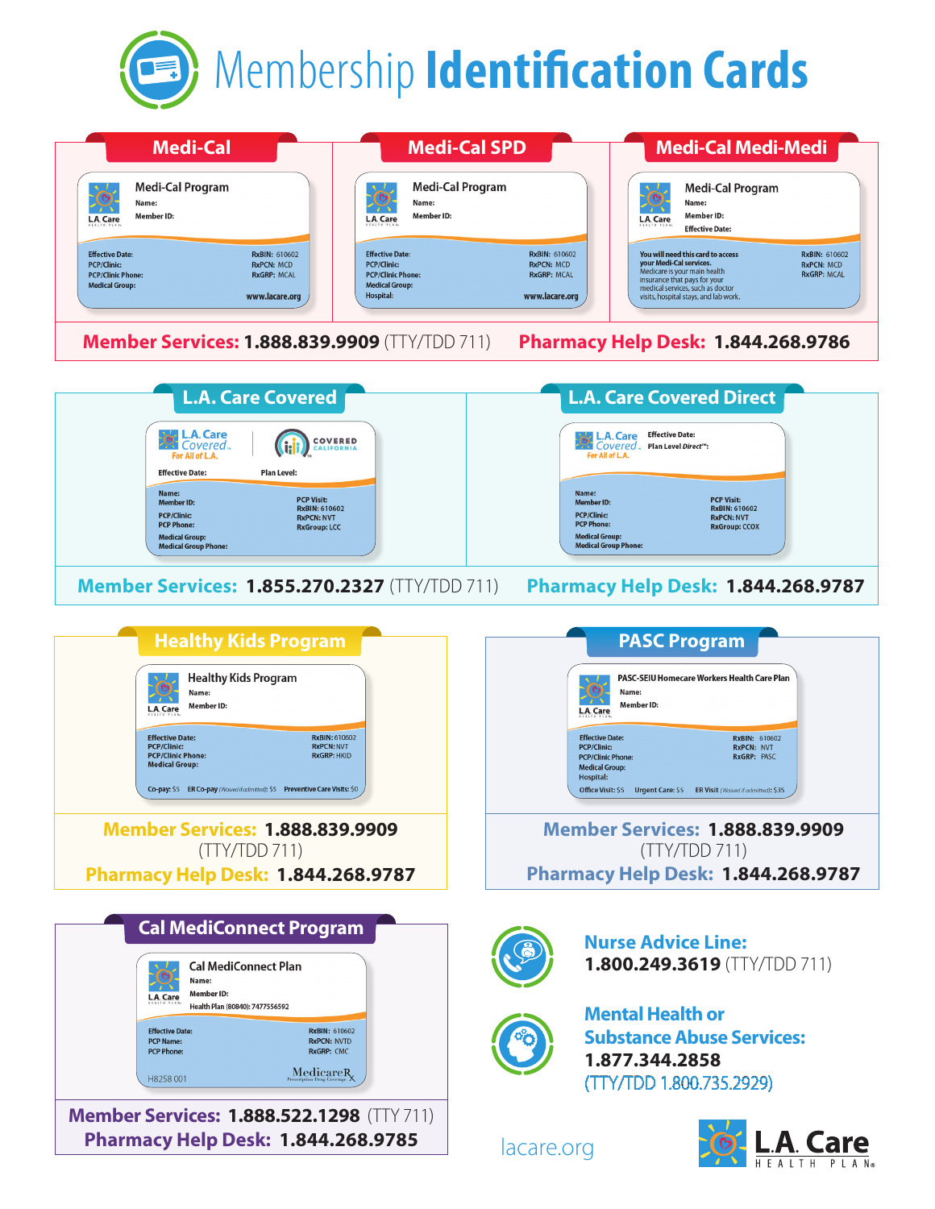# Membership **Identification Cards**

## Medi-Cal

Medi-Cal Program
Name:
Member ID:

Effective Date:
PCP/Clinic:
PCP/Clinic Phone:
Medical Group:

RxBIN: 610602
RxPCN: MCD
RxGRP: MCAL

www.lacare.org

## Medi-Cal SPD

Medi-Cal Program
Name:
Member ID:

Effective Date:
PCP/Clinic:
PCP/Clinic Phone:
Medical Group:
Hospital:

RxBIN: 610602
RxPCN: MCD
RxGRP: MCAL

www.lacare.org

## Medi-Cal Medi-Medi

Medi-Cal Program
Name:
Member ID:
Effective Date:

You will need this card to access your Medi-Cal services. Medicare is your main health insurance that pays for your medical services, such as doctor visits, hospital stays, and lab work.

RxBIN: 610602
RxPCN: MCD
RxGRP: MCAL

**Member Services: 1.888.839.9909** (TTY/TDD 711) **Pharmacy Help Desk: 1.844.268.9786**

## L.A. Care Covered

L.A. Care Covered For All of L.A.
COVERED CALIFORNIA

Effective Date:
Plan Level:

Name:
Member ID:
PCP/Clinic:
PCP Phone:
Medical Group:
Medical Group Phone:

PCP Visit:
RxBIN: 610602
RxPCN: NVT
RxGroup: LCC

## L.A. Care Covered Direct

L.A. Care Covered For All of L.A.

Effective Date:
Plan Level *Direct*™:

Name:
Member ID:
PCP/Clinic:
PCP Phone:
Medical Group:
Medical Group Phone:

PCP Visit:
RxBIN: 610602
RxPCN: NVT
RxGroup: CCOX

**Member Services: 1.855.270.2327** (TTY/TDD 711) **Pharmacy Help Desk: 1.844.268.9787**

## Healthy Kids Program

Healthy Kids Program
Name:
Member ID:

Effective Date:
PCP/Clinic:
PCP/Clinic Phone:
Medical Group:

RxBIN: 610602
RxPCN: NVT
RxGRP: HKID

Co-pay: $5 ER Co-pay (*Waived if admitted*): $5 Preventive Care Visits: $0

**Member Services: 1.888.839.9909** (TTY/TDD 711)
**Pharmacy Help Desk: 1.844.268.9787**

## PASC Program

PASC-SEIU Homecare Workers Health Care Plan
Name:
Member ID:

Effective Date:
PCP/Clinic:
PCP/Clinic Phone:
Medical Group:
Hospital:

RxBIN: 610602
RxPCN: NVT
RxGRP: PASC

Office Visit: $5 Urgent Care: $5 ER Visit (*Waived if admitted*): $35

**Member Services: 1.888.839.9909** (TTY/TDD 711)
**Pharmacy Help Desk: 1.844.268.9787**

## Cal MediConnect Program

Cal MediConnect Plan
Name:
Member ID:
Health Plan (80840): 7477556592

Effective Date:
PCP Name:
PCP Phone:

RxBIN: 610602
RxPCN: NVTD
RxGRP: CMC

H8258 001
MedicareRx Prescription Drug Coverage

**Member Services: 1.888.522.1298** (TTY 711)
**Pharmacy Help Desk: 1.844.268.9785**

**Nurse Advice Line:**
**1.800.249.3619** (TTY/TDD 711)

**Mental Health or Substance Abuse Services:**
**1.877.344.2858**
(TTY/TDD 1.800.735.2929)

lacare.org

L.A. Care HEALTH PLAN